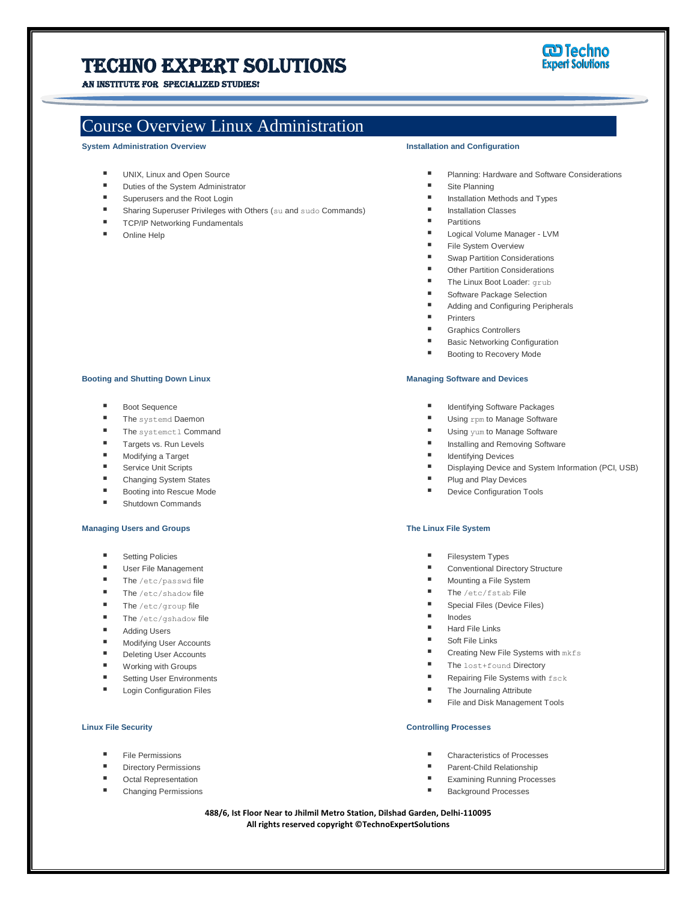# TECHNO EXPERT SOLUTIONS

AN INSTITUTE FOR SPECIALIZED STUDIES!

## Course Overview Linux Administration

### System Administration Overview

- UNIX, Linux and Open Source
- Duties of the System Administrator
- Superusers and the Root Login
- Sharing Superuser Privileges with Others (`su` and `sudo` Commands)
- TCP/IP Networking Fundamentals
- Online Help

### Installation and Configuration

- Planning: Hardware and Software Considerations
- Site Planning
- Installation Methods and Types
- Installation Classes
- Partitions
- Logical Volume Manager - LVM
- File System Overview
- Swap Partition Considerations
- Other Partition Considerations
- The Linux Boot Loader: `grub`
- Software Package Selection
- Adding and Configuring Peripherals
- Printers
- Graphics Controllers
- Basic Networking Configuration
- Booting to Recovery Mode

### Booting and Shutting Down Linux

- Boot Sequence
- The `systemd` Daemon
- The `systemctl` Command
- Targets vs. Run Levels
- Modifying a Target
- Service Unit Scripts
- Changing System States
- Booting into Rescue Mode
- Shutdown Commands

### Managing Software and Devices

- Identifying Software Packages
- Using `rpm` to Manage Software
- Using `yum` to Manage Software
- Installing and Removing Software
- Identifying Devices
- Displaying Device and System Information (PCI, USB)
- Plug and Play Devices
- Device Configuration Tools

### Managing Users and Groups

- Setting Policies
- User File Management
- The `/etc/passwd` file
- The `/etc/shadow` file
- The `/etc/group` file
- The `/etc/gshadow` file
- Adding Users
- Modifying User Accounts
- Deleting User Accounts
- Working with Groups
- Setting User Environments
- Login Configuration Files

### The Linux File System

- Filesystem Types
- Conventional Directory Structure
- Mounting a File System
- The `/etc/fstab` File
- Special Files (Device Files)
- Inodes
- Hard File Links
- Soft File Links
- Creating New File Systems with `mkfs`
- The `lost+found` Directory
- Repairing File Systems with `fsck`
- The Journaling Attribute
- File and Disk Management Tools

### Linux File Security

- File Permissions
- Directory Permissions
- Octal Representation
- Changing Permissions

### Controlling Processes

- Characteristics of Processes
- Parent-Child Relationship
- Examining Running Processes
- Background Processes

**488/6, Ist Floor Near to Jhilmil Metro Station, Dilshad Garden, Delhi-110095**
**All rights reserved copyright ©TechnoExpertSolutions**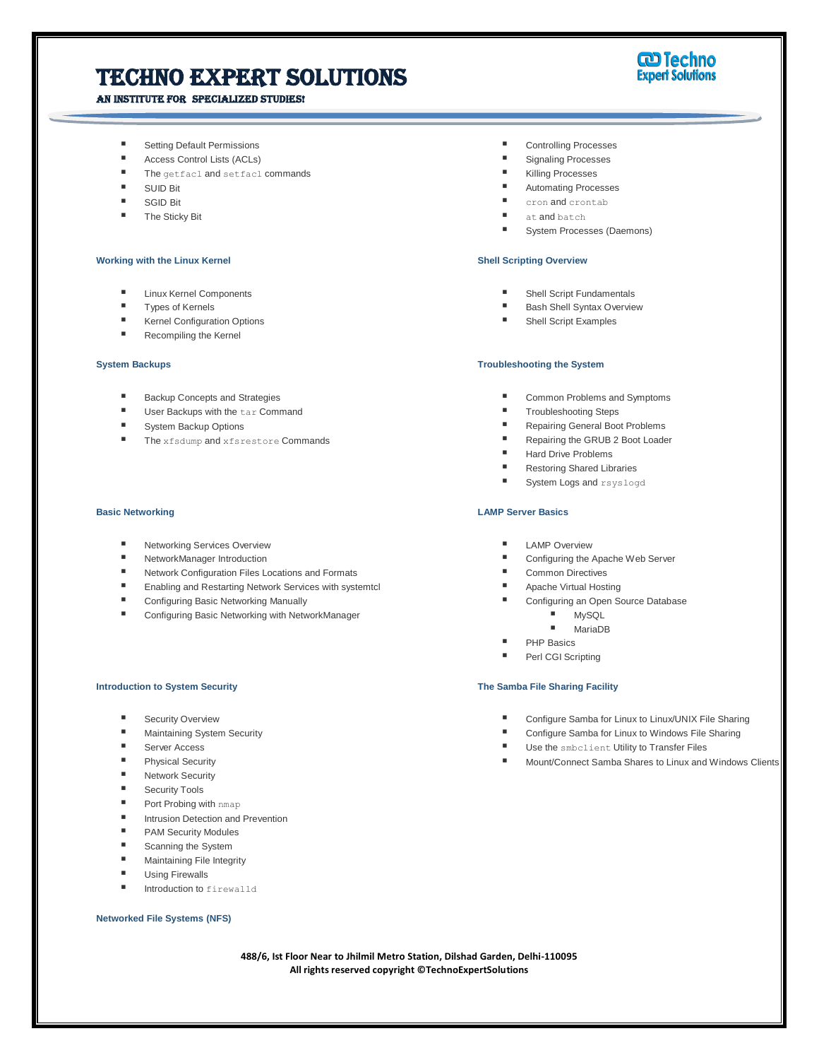- Setting Default Permissions
- Access Control Lists (ACLs)
- The `getfacl` and `setfacl` commands
- SUID Bit
- SGID Bit
- The Sticky Bit

### Working with the Linux Kernel

- Linux Kernel Components
- Types of Kernels
- Kernel Configuration Options
- Recompiling the Kernel

### System Backups

- Backup Concepts and Strategies
- User Backups with the `tar` Command
- System Backup Options
- The `xfsdump` and `xfsrestore` Commands

### Basic Networking

- Networking Services Overview
- NetworkManager Introduction
- Network Configuration Files Locations and Formats
- Enabling and Restarting Network Services with systemtcl
- Configuring Basic Networking Manually
- Configuring Basic Networking with NetworkManager

### Introduction to System Security

- Security Overview
- Maintaining System Security
- Server Access
- Physical Security
- Network Security
- Security Tools
- Port Probing with `nmap`
- Intrusion Detection and Prevention
- PAM Security Modules
- Scanning the System
- Maintaining File Integrity
- Using Firewalls
- Introduction to `firewalld`

### Networked File Systems (NFS)

- Controlling Processes
- Signaling Processes
- Killing Processes
- Automating Processes
- `cron` and `crontab`
- `at` and `batch`
- System Processes (Daemons)

### Shell Scripting Overview

- Shell Script Fundamentals
- Bash Shell Syntax Overview
- Shell Script Examples

### Troubleshooting the System

- Common Problems and Symptoms
- Troubleshooting Steps
- Repairing General Boot Problems
- Repairing the GRUB 2 Boot Loader
- Hard Drive Problems
- Restoring Shared Libraries
- System Logs and `rsyslogd`

### LAMP Server Basics

- LAMP Overview
- Configuring the Apache Web Server
- Common Directives
- Apache Virtual Hosting
- Configuring an Open Source Database
  - MySQL
  - MariaDB
- PHP Basics
- Perl CGI Scripting

### The Samba File Sharing Facility

- Configure Samba for Linux to Linux/UNIX File Sharing
- Configure Samba for Linux to Windows File Sharing
- Use the `smbclient` Utility to Transfer Files
- Mount/Connect Samba Shares to Linux and Windows Clients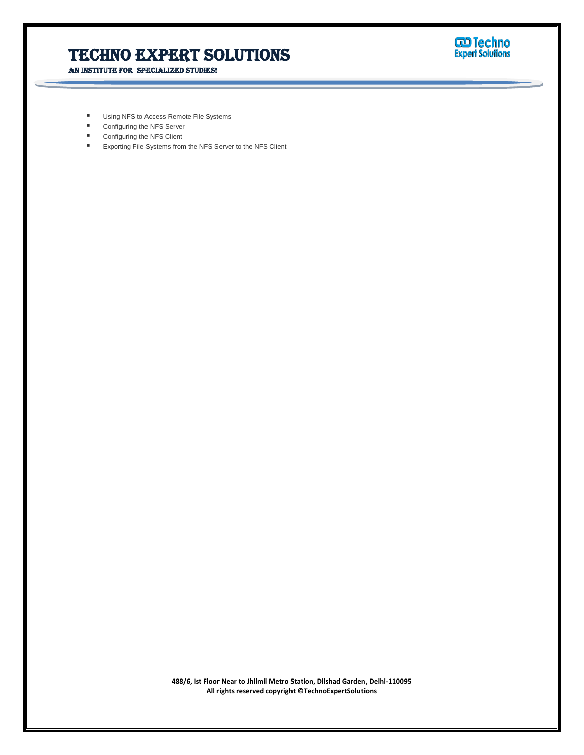- Using NFS to Access Remote File Systems
- Configuring the NFS Server
- Configuring the NFS Client
- Exporting File Systems from the NFS Server to the NFS Client